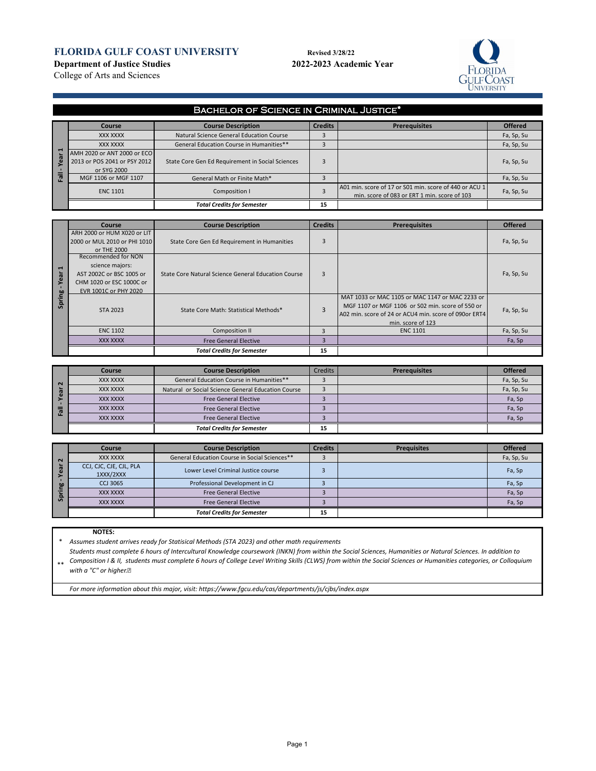# FLORIDA GULF COAST UNIVERSITY

**Department of Justice Studies**
College of Arts and Sciences

**Revised 3/28/22**
**2022-2023 Academic Year**

## Bachelor of Science in Criminal Justice*

### Fall - Year 1

| Course | Course Description | Credits | Prerequisites | Offered |
|---|---|---|---|---|
| XXX XXXX | Natural Science General Education Course | 3 | | Fa, Sp, Su |
| XXX XXXX | General Education Course in Humanities** | 3 | | Fa, Sp, Su |
| AMH 2020 or ANT 2000 or ECO 2013 or POS 2041 or PSY 2012 or SYG 2000 | State Core Gen Ed Requirement in Social Sciences | 3 | | Fa, Sp, Su |
| MGF 1106 or MGF 1107 | General Math or Finite Math* | 3 | | Fa, Sp, Su |
| ENC 1101 | Composition I | 3 | A01 min. score of 17 or S01 min. score of 440 or ACU 1 min. score of 083 or ERT 1 min. score of 103 | Fa, Sp, Su |
| | ***Total Credits for Semester*** | 15 | | |

### Spring - Year 1

| Course | Course Description | Credits | Prerequisites | Offered |
|---|---|---|---|---|
| ARH 2000 or HUM X020 or LIT 2000 or MUL 2010 or PHI 1010 or THE 2000 | State Core Gen Ed Requirement in Humanities | 3 | | Fa, Sp, Su |
| Recommended for NON science majors: AST 2002C or BSC 1005 or CHM 1020 or ESC 1000C or EVR 1001C or PHY 2020 | State Core Natural Science General Education Course | 3 | | Fa, Sp, Su |
| STA 2023 | State Core Math: Statistical Methods* | 3 | MAT 1033 or MAC 1105 or MAC 1147 or MAC 2233 or MGF 1107 or MGF 1106 or S02 min. score of 550 or A02 min. score of 24 or ACU4 min. score of 090or ERT4 min. score of 123 | Fa, Sp, Su |
| ENC 1102 | Composition II | 3 | ENC 1101 | Fa, Sp, Su |
| XXX XXXX | Free General Elective | 3 | | Fa, Sp |
| | ***Total Credits for Semester*** | 15 | | |

### Fall - Year 2

| Course | Course Description | Credits | Prerequisites | Offered |
|---|---|---|---|---|
| XXX XXXX | General Education Course in Humanities** | 3 | | Fa, Sp, Su |
| XXX XXXX | Natural or Social Science General Education Course | 3 | | Fa, Sp, Su |
| XXX XXXX | Free General Elective | 3 | | Fa, Sp |
| XXX XXXX | Free General Elective | 3 | | Fa, Sp |
| XXX XXXX | Free General Elective | 3 | | Fa, Sp |
| | ***Total Credits for Semester*** | 15 | | |

### Spring - Year 2

| Course | Course Description | Credits | Prequisites | Offered |
|---|---|---|---|---|
| XXX XXXX | General Education Course in Social Sciences** | 3 | | Fa, Sp, Su |
| CCJ, CJC, CJE, CJL, PLA 1XXX/2XXX | Lower Level Criminal Justice course | 3 | | Fa, Sp |
| CCJ 3065 | Professional Development in CJ | 3 | | Fa, Sp |
| XXX XXXX | Free General Elective | 3 | | Fa, Sp |
| XXX XXXX | Free General Elective | 3 | | Fa, Sp |
| | ***Total Credits for Semester*** | 15 | | |

**NOTES:**

\* *Assumes student arrives ready for Statisical Methods (STA 2023) and other math requirements*

\*\* *Students must complete 6 hours of Intercultural Knowledge coursework (INKN) from within the Social Sciences, Humanities or Natural Sciences. In addition to Composition I & II, students must complete 6 hours of College Level Writing Skills (CLWS) from within the Social Sciences or Humanities categories, or Colloquium with a "C" or higher.*

*For more information about this major, visit: https://www.fgcu.edu/cas/departments/js/cjbs/index.aspx*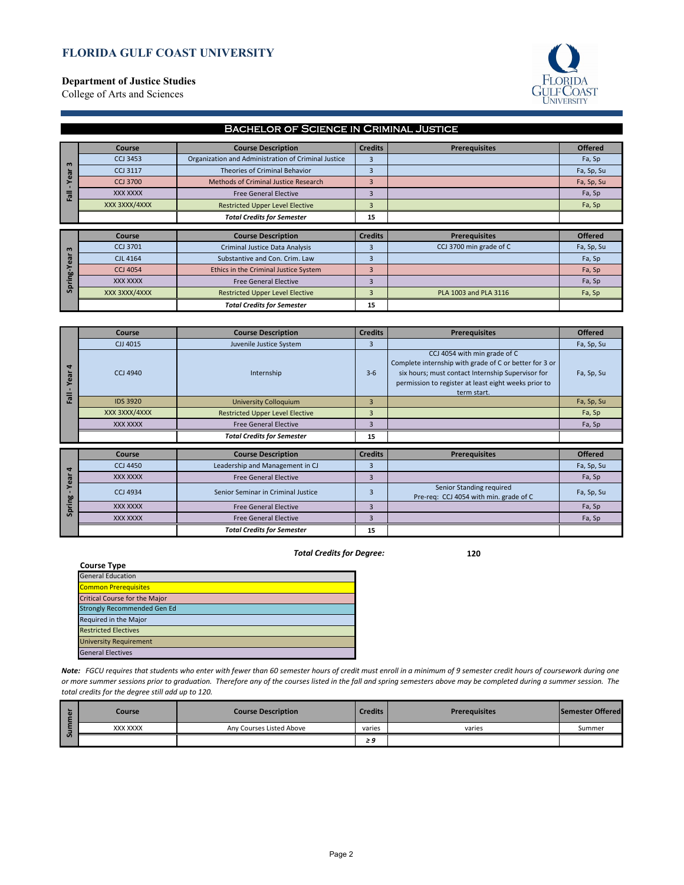# FLORIDA GULF COAST UNIVERSITY

**Department of Justice Studies**
College of Arts and Sciences

## Bachelor of Science in Criminal Justice

| Semester | Course | Course Description | Credits | Prerequisites | Offered |
|---|---|---|---|---|---|
| Fall - Year 3 | CCJ 3453 | Organization and Administration of Criminal Justice | 3 | | Fa, Sp |
| | CCJ 3117 | Theories of Criminal Behavior | 3 | | Fa, Sp, Su |
| | CCJ 3700 | Methods of Criminal Justice Research | 3 | | Fa, Sp, Su |
| | XXX XXXX | Free General Elective | 3 | | Fa, Sp |
| | XXX 3XXX/4XXX | Restricted Upper Level Elective | 3 | | Fa, Sp |
| | | ***Total Credits for Semester*** | **15** | | |

| Semester | Course | Course Description | Credits | Prerequisites | Offered |
|---|---|---|---|---|---|
| Spring-Year 3 | CCJ 3701 | Criminal Justice Data Analysis | 3 | CCJ 3700 min grade of C | Fa, Sp, Su |
| | CJL 4164 | Substantive and Con. Crim. Law | 3 | | Fa, Sp |
| | CCJ 4054 | Ethics in the Criminal Justice System | 3 | | Fa, Sp |
| | XXX XXXX | Free General Elective | 3 | | Fa, Sp |
| | XXX 3XXX/4XXX | Restricted Upper Level Elective | 3 | PLA 1003 and PLA 3116 | Fa, Sp |
| | | ***Total Credits for Semester*** | **15** | | |

| Semester | Course | Course Description | Credits | Prerequisites | Offered |
|---|---|---|---|---|---|
| Fall - Year 4 | CJJ 4015 | Juvenile Justice System | 3 | | Fa, Sp, Su |
| | CCJ 4940 | Internship | 3-6 | CCJ 4054 with min grade of C Complete internship with grade of C or better for 3 or six hours; must contact Internship Supervisor for permission to register at least eight weeks prior to term start. | Fa, Sp, Su |
| | IDS 3920 | University Colloquium | 3 | | Fa, Sp, Su |
| | XXX 3XXX/4XXX | Restricted Upper Level Elective | 3 | | Fa, Sp |
| | XXX XXXX | Free General Elective | 3 | | Fa, Sp |
| | | ***Total Credits for Semester*** | **15** | | |

| Semester | Course | Course Description | Credits | Prerequisites | Offered |
|---|---|---|---|---|---|
| Spring - Year 4 | CCJ 4450 | Leadership and Management in CJ | 3 | | Fa, Sp, Su |
| | XXX XXXX | Free General Elective | 3 | | Fa, Sp |
| | CCJ 4934 | Senior Seminar in Criminal Justice | 3 | Senior Standing required Pre-req: CCJ 4054 with min. grade of C | Fa, Sp, Su |
| | XXX XXXX | Free General Elective | 3 | | Fa, Sp |
| | XXX XXXX | Free General Elective | 3 | | Fa, Sp |
| | | ***Total Credits for Semester*** | **15** | | |

***Total Credits for Degree:*** **120**

| **Course Type** |
|---|
| General Education |
| Common Prerequisites |
| Critical Course for the Major |
| Strongly Recommended Gen Ed |
| Required in the Major |
| Restricted Electives |
| University Requirement |
| General Electives |

***Note:*** *FGCU requires that students who enter with fewer than 60 semester hours of credit must enroll in a minimum of 9 semester credit hours of coursework during one or more summer sessions prior to graduation. Therefore any of the courses listed in the fall and spring semesters above may be completed during a summer session. The total credits for the degree still add up to 120.*

| Semester | Course | Course Description | Credits | Prerequisites | Semester Offered |
|---|---|---|---|---|---|
| Summer | XXX XXXX | Any Courses Listed Above | varies | varies | Summer |
| | | | ***≥ 9*** | | |